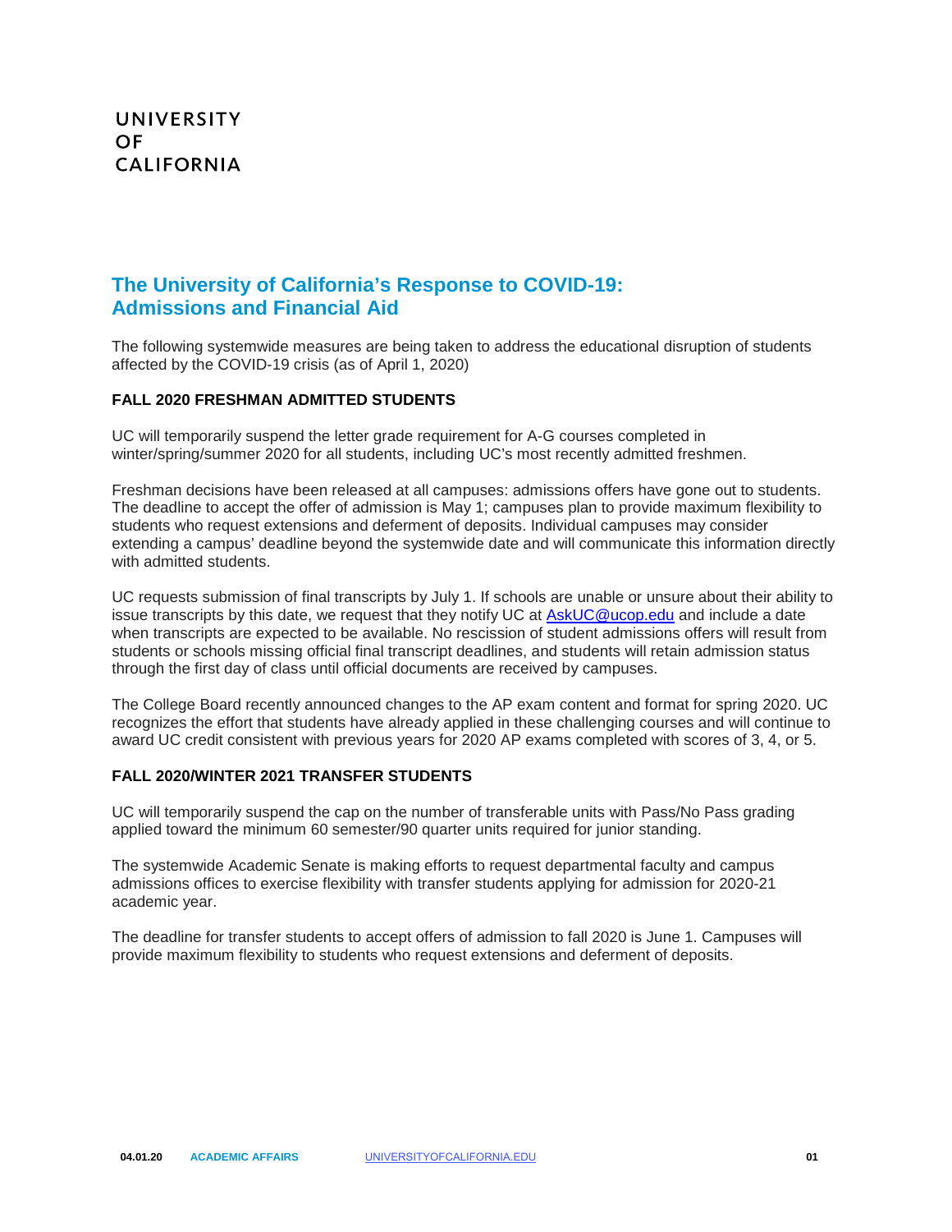UNIVERSITY
OF
CALIFORNIA

# The University of California's Response to COVID-19: Admissions and Financial Aid

The following systemwide measures are being taken to address the educational disruption of students affected by the COVID-19 crisis (as of April 1, 2020)

## FALL 2020 FRESHMAN ADMITTED STUDENTS

UC will temporarily suspend the letter grade requirement for A-G courses completed in winter/spring/summer 2020 for all students, including UC's most recently admitted freshmen.

Freshman decisions have been released at all campuses: admissions offers have gone out to students. The deadline to accept the offer of admission is May 1; campuses plan to provide maximum flexibility to students who request extensions and deferment of deposits. Individual campuses may consider extending a campus' deadline beyond the systemwide date and will communicate this information directly with admitted students.

UC requests submission of final transcripts by July 1. If schools are unable or unsure about their ability to issue transcripts by this date, we request that they notify UC at AskUC@ucop.edu and include a date when transcripts are expected to be available. No rescission of student admissions offers will result from students or schools missing official final transcript deadlines, and students will retain admission status through the first day of class until official documents are received by campuses.

The College Board recently announced changes to the AP exam content and format for spring 2020. UC recognizes the effort that students have already applied in these challenging courses and will continue to award UC credit consistent with previous years for 2020 AP exams completed with scores of 3, 4, or 5.

## FALL 2020/WINTER 2021 TRANSFER STUDENTS

UC will temporarily suspend the cap on the number of transferable units with Pass/No Pass grading applied toward the minimum 60 semester/90 quarter units required for junior standing.

The systemwide Academic Senate is making efforts to request departmental faculty and campus admissions offices to exercise flexibility with transfer students applying for admission for 2020-21 academic year.

The deadline for transfer students to accept offers of admission to fall 2020 is June 1. Campuses will provide maximum flexibility to students who request extensions and deferment of deposits.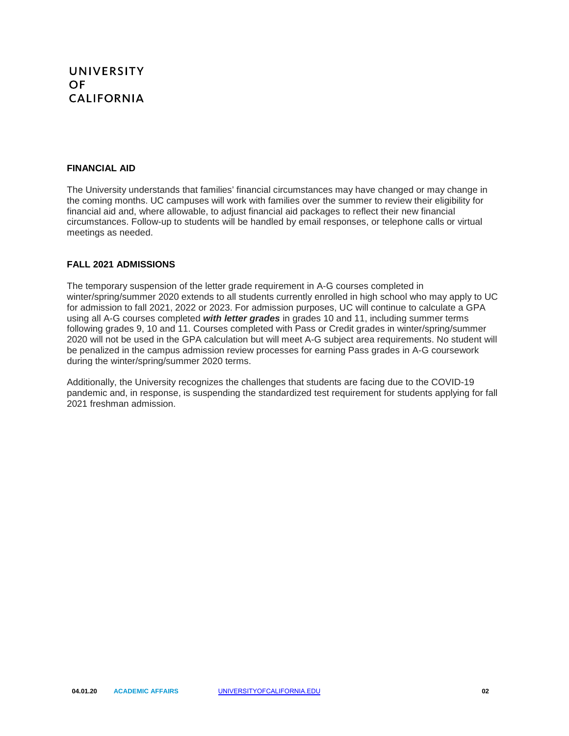## FINANCIAL AID

The University understands that families' financial circumstances may have changed or may change in the coming months. UC campuses will work with families over the summer to review their eligibility for financial aid and, where allowable, to adjust financial aid packages to reflect their new financial circumstances. Follow-up to students will be handled by email responses, or telephone calls or virtual meetings as needed.

## FALL 2021 ADMISSIONS

The temporary suspension of the letter grade requirement in A-G courses completed in winter/spring/summer 2020 extends to all students currently enrolled in high school who may apply to UC for admission to fall 2021, 2022 or 2023. For admission purposes, UC will continue to calculate a GPA using all A-G courses completed ***with letter grades*** in grades 10 and 11, including summer terms following grades 9, 10 and 11. Courses completed with Pass or Credit grades in winter/spring/summer 2020 will not be used in the GPA calculation but will meet A-G subject area requirements. No student will be penalized in the campus admission review processes for earning Pass grades in A-G coursework during the winter/spring/summer 2020 terms.

Additionally, the University recognizes the challenges that students are facing due to the COVID-19 pandemic and, in response, is suspending the standardized test requirement for students applying for fall 2021 freshman admission.